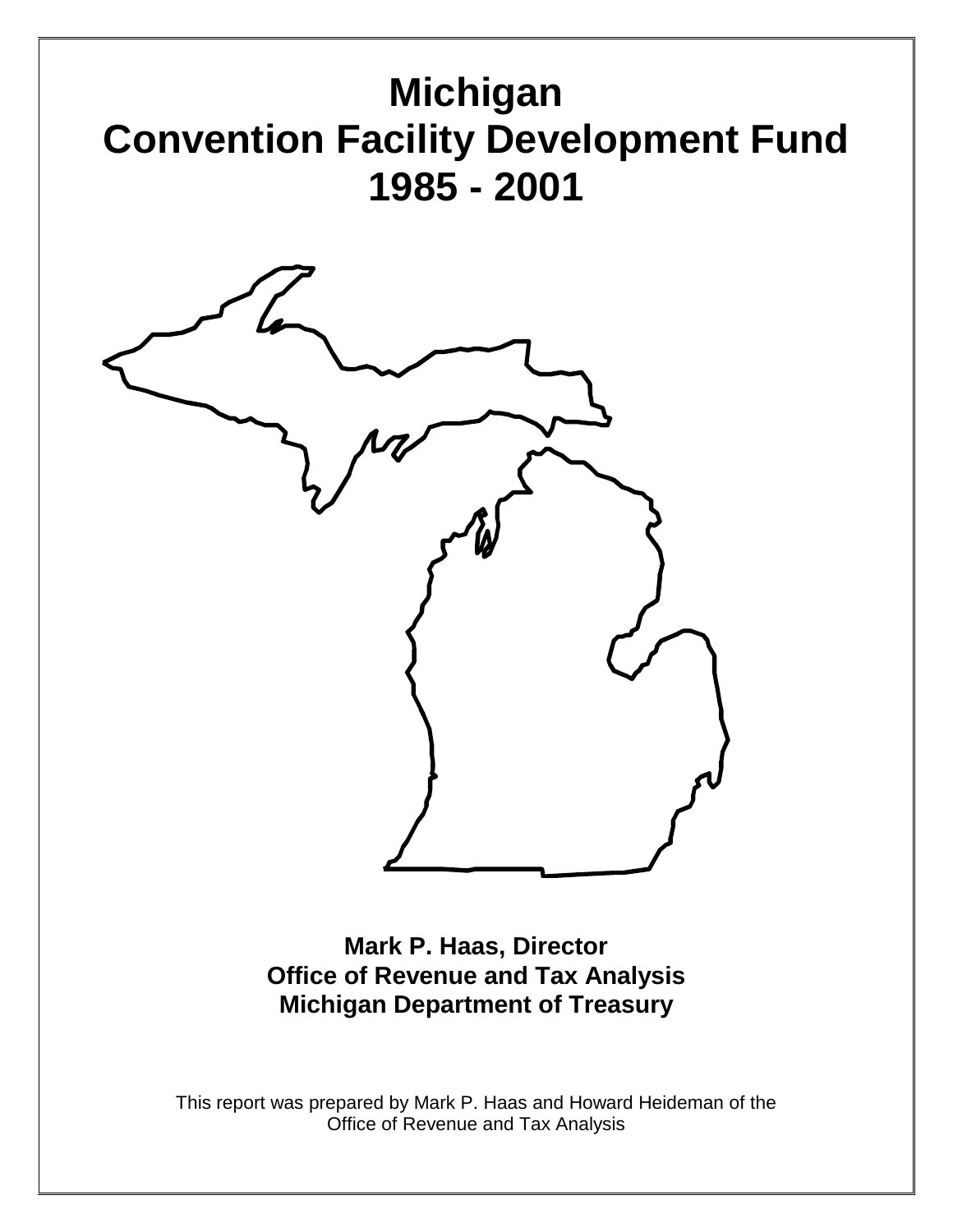# Michigan
# Convention Facility Development Fund
# 1985 - 2001

**Mark P. Haas, Director**
**Office of Revenue and Tax Analysis**
**Michigan Department of Treasury**

This report was prepared by Mark P. Haas and Howard Heideman of the Office of Revenue and Tax Analysis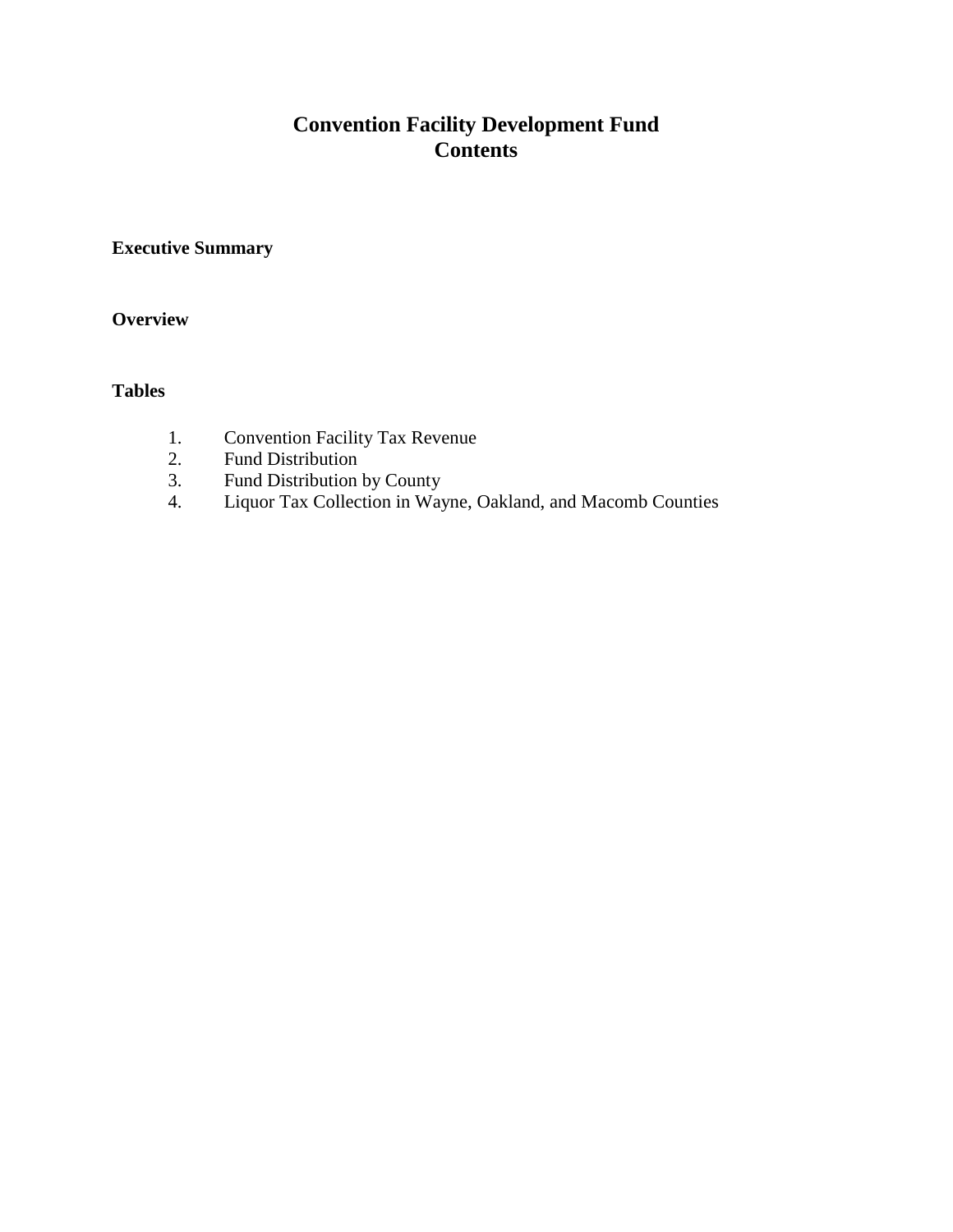# Convention Facility Development Fund
# Contents

**Executive Summary**

**Overview**

**Tables**

1. Convention Facility Tax Revenue
2. Fund Distribution
3. Fund Distribution by County
4. Liquor Tax Collection in Wayne, Oakland, and Macomb Counties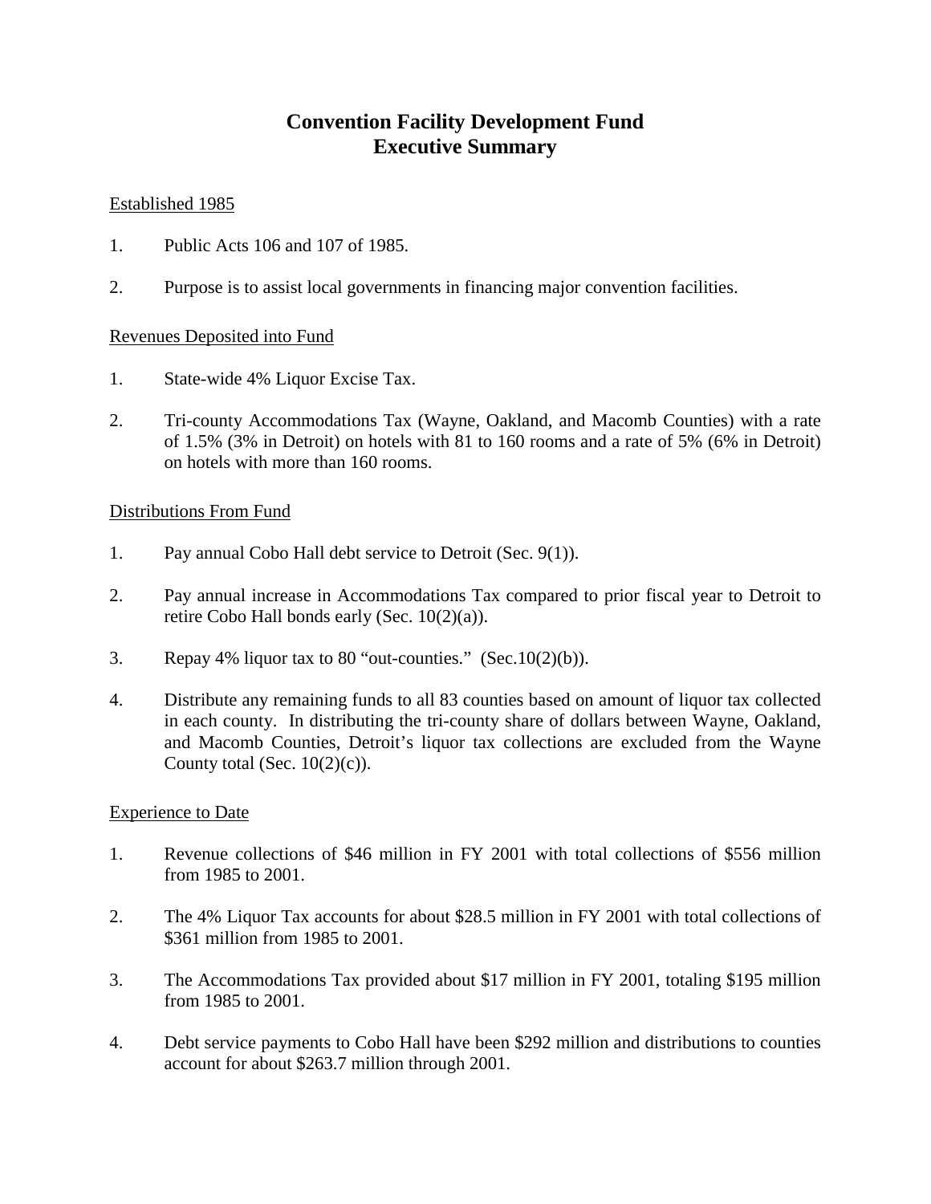# Convention Facility Development Fund
# Executive Summary

Established 1985

1. Public Acts 106 and 107 of 1985.

2. Purpose is to assist local governments in financing major convention facilities.

Revenues Deposited into Fund

1. State-wide 4% Liquor Excise Tax.

2. Tri-county Accommodations Tax (Wayne, Oakland, and Macomb Counties) with a rate of 1.5% (3% in Detroit) on hotels with 81 to 160 rooms and a rate of 5% (6% in Detroit) on hotels with more than 160 rooms.

Distributions From Fund

1. Pay annual Cobo Hall debt service to Detroit (Sec. 9(1)).

2. Pay annual increase in Accommodations Tax compared to prior fiscal year to Detroit to retire Cobo Hall bonds early (Sec. 10(2)(a)).

3. Repay 4% liquor tax to 80 "out-counties." (Sec.10(2)(b)).

4. Distribute any remaining funds to all 83 counties based on amount of liquor tax collected in each county. In distributing the tri-county share of dollars between Wayne, Oakland, and Macomb Counties, Detroit's liquor tax collections are excluded from the Wayne County total (Sec. 10(2)(c)).

Experience to Date

1. Revenue collections of $46 million in FY 2001 with total collections of $556 million from 1985 to 2001.

2. The 4% Liquor Tax accounts for about $28.5 million in FY 2001 with total collections of $361 million from 1985 to 2001.

3. The Accommodations Tax provided about $17 million in FY 2001, totaling $195 million from 1985 to 2001.

4. Debt service payments to Cobo Hall have been $292 million and distributions to counties account for about $263.7 million through 2001.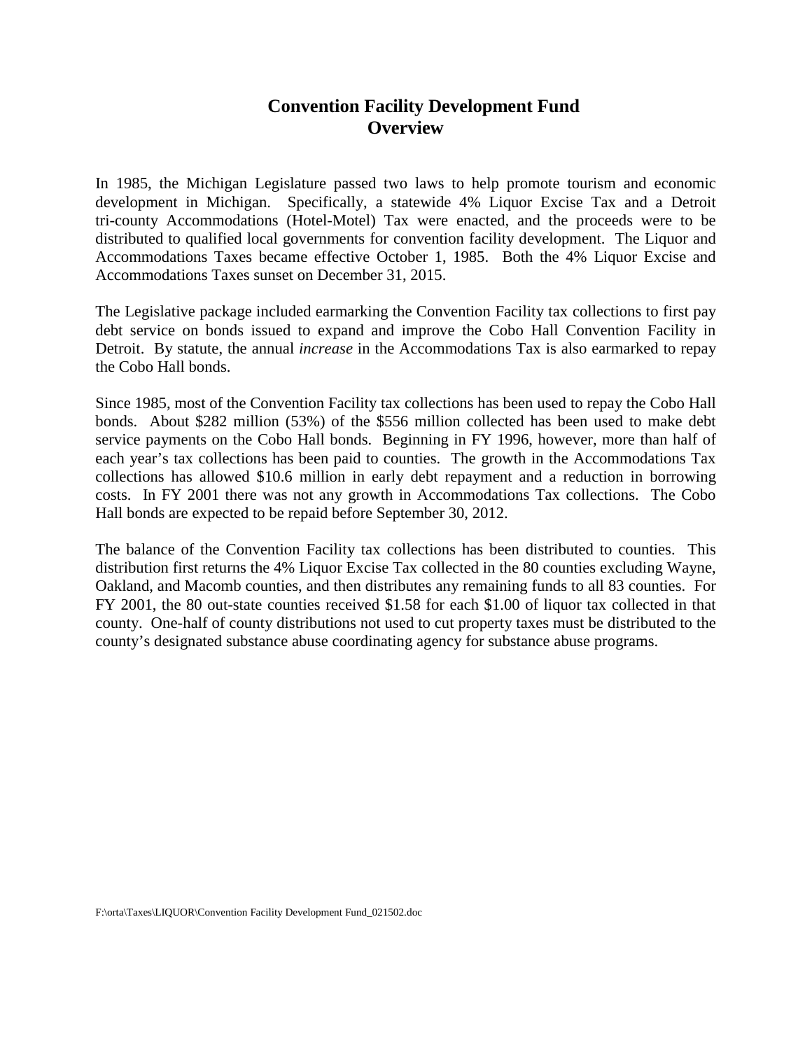# Convention Facility Development Fund
## Overview

In 1985, the Michigan Legislature passed two laws to help promote tourism and economic development in Michigan. Specifically, a statewide 4% Liquor Excise Tax and a Detroit tri-county Accommodations (Hotel-Motel) Tax were enacted, and the proceeds were to be distributed to qualified local governments for convention facility development. The Liquor and Accommodations Taxes became effective October 1, 1985. Both the 4% Liquor Excise and Accommodations Taxes sunset on December 31, 2015.

The Legislative package included earmarking the Convention Facility tax collections to first pay debt service on bonds issued to expand and improve the Cobo Hall Convention Facility in Detroit. By statute, the annual *increase* in the Accommodations Tax is also earmarked to repay the Cobo Hall bonds.

Since 1985, most of the Convention Facility tax collections has been used to repay the Cobo Hall bonds. About $282 million (53%) of the $556 million collected has been used to make debt service payments on the Cobo Hall bonds. Beginning in FY 1996, however, more than half of each year's tax collections has been paid to counties. The growth in the Accommodations Tax collections has allowed $10.6 million in early debt repayment and a reduction in borrowing costs. In FY 2001 there was not any growth in Accommodations Tax collections. The Cobo Hall bonds are expected to be repaid before September 30, 2012.

The balance of the Convention Facility tax collections has been distributed to counties. This distribution first returns the 4% Liquor Excise Tax collected in the 80 counties excluding Wayne, Oakland, and Macomb counties, and then distributes any remaining funds to all 83 counties. For FY 2001, the 80 out-state counties received $1.58 for each $1.00 of liquor tax collected in that county. One-half of county distributions not used to cut property taxes must be distributed to the county's designated substance abuse coordinating agency for substance abuse programs.

F:\orta\Taxes\LIQUOR\Convention Facility Development Fund_021502.doc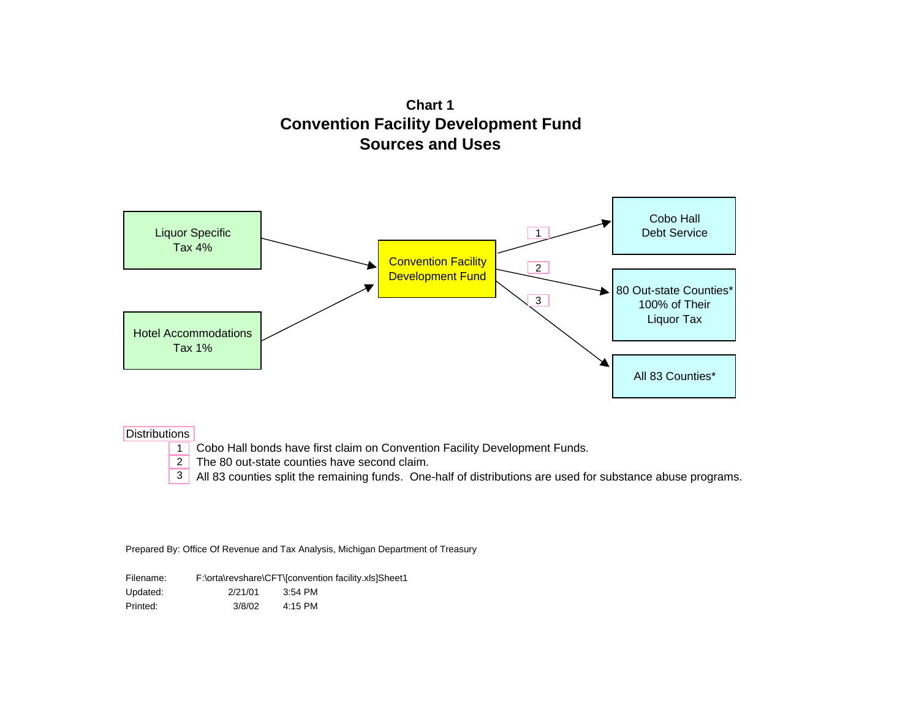**Chart 1**

# Convention Facility Development Fund
## Sources and Uses

Liquor Specific Tax 4%

Hotel Accommodations Tax 1%

Convention Facility Development Fund

1 → Cobo Hall Debt Service

2 → 80 Out-state Counties* 100% of Their Liquor Tax

3 → All 83 Counties*

**Distributions**

1. Cobo Hall bonds have first claim on Convention Facility Development Funds.
2. The 80 out-state counties have second claim.
3. All 83 counties split the remaining funds. One-half of distributions are used for substance abuse programs.

Prepared By: Office Of Revenue and Tax Analysis, Michigan Department of Treasury

| | | |
|---|---|---|
| Filename: | F:\orta\revshare\CFT\[convention facility.xls]Sheet1 | |
| Updated: | 2/21/01 | 3:54 PM |
| Printed: | 3/8/02 | 4:15 PM |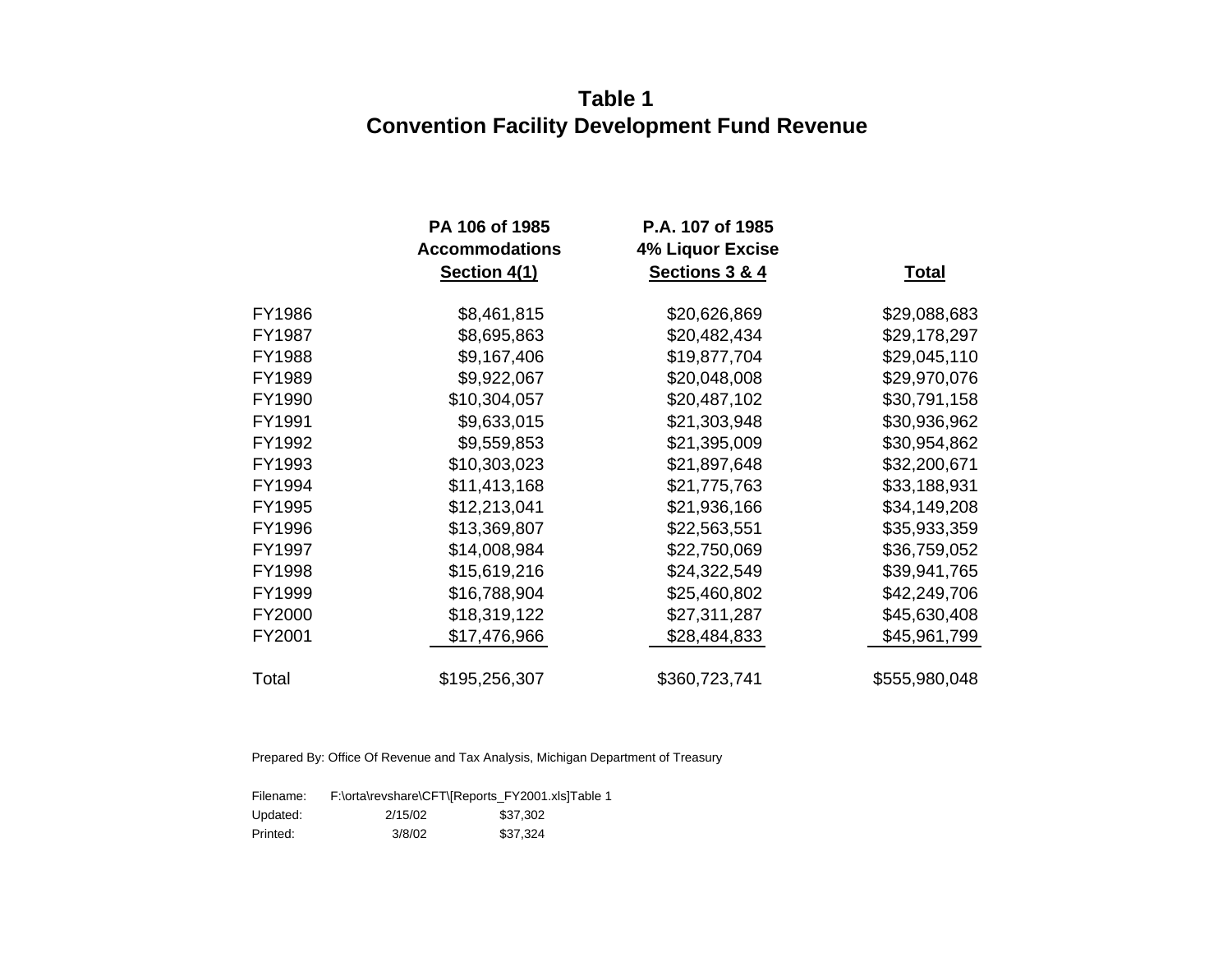# Table 1
## Convention Facility Development Fund Revenue

| | PA 106 of 1985 Accommodations Section 4(1) | P.A. 107 of 1985 4% Liquor Excise Sections 3 & 4 | Total |
|---|---|---|---|
| FY1986 | $8,461,815 | $20,626,869 | $29,088,683 |
| FY1987 | $8,695,863 | $20,482,434 | $29,178,297 |
| FY1988 | $9,167,406 | $19,877,704 | $29,045,110 |
| FY1989 | $9,922,067 | $20,048,008 | $29,970,076 |
| FY1990 | $10,304,057 | $20,487,102 | $30,791,158 |
| FY1991 | $9,633,015 | $21,303,948 | $30,936,962 |
| FY1992 | $9,559,853 | $21,395,009 | $30,954,862 |
| FY1993 | $10,303,023 | $21,897,648 | $32,200,671 |
| FY1994 | $11,413,168 | $21,775,763 | $33,188,931 |
| FY1995 | $12,213,041 | $21,936,166 | $34,149,208 |
| FY1996 | $13,369,807 | $22,563,551 | $35,933,359 |
| FY1997 | $14,008,984 | $22,750,069 | $36,759,052 |
| FY1998 | $15,619,216 | $24,322,549 | $39,941,765 |
| FY1999 | $16,788,904 | $25,460,802 | $42,249,706 |
| FY2000 | $18,319,122 | $27,311,287 | $45,630,408 |
| FY2001 | $17,476,966 | $28,484,833 | $45,961,799 |
| Total | $195,256,307 | $360,723,741 | $555,980,048 |

Prepared By: Office Of Revenue and Tax Analysis, Michigan Department of Treasury

Filename: F:\orta\revshare\CFT\[Reports_FY2001.xls]Table 1
Updated: 2/15/02 $37,302
Printed: 3/8/02 $37,324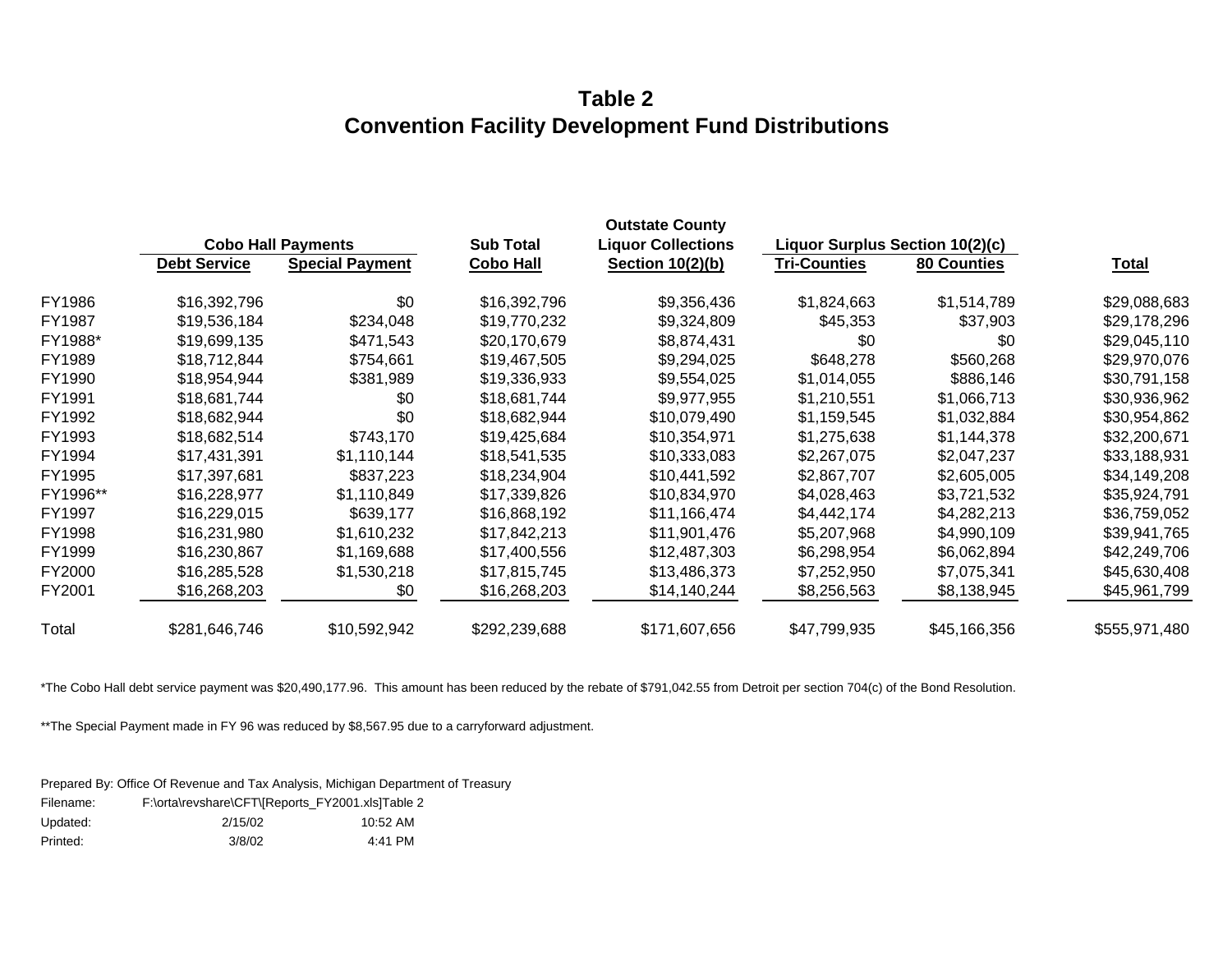# Table 2
# Convention Facility Development Fund Distributions

| | Cobo Hall Payments | | Sub Total | Outstate County Liquor Collections | Liquor Surplus Section 10(2)(c) | | |
|---|---|---|---|---|---|---|---|
| | **Debt Service** | **Special Payment** | **Cobo Hall** | **Section 10(2)(b)** | **Tri-Counties** | **80 Counties** | **Total** |
| FY1986 | $16,392,796 | $0 | $16,392,796 | $9,356,436 | $1,824,663 | $1,514,789 | $29,088,683 |
| FY1987 | $19,536,184 | $234,048 | $19,770,232 | $9,324,809 | $45,353 | $37,903 | $29,178,296 |
| FY1988* | $19,699,135 | $471,543 | $20,170,679 | $8,874,431 | $0 | $0 | $29,045,110 |
| FY1989 | $18,712,844 | $754,661 | $19,467,505 | $9,294,025 | $648,278 | $560,268 | $29,970,076 |
| FY1990 | $18,954,944 | $381,989 | $19,336,933 | $9,554,025 | $1,014,055 | $886,146 | $30,791,158 |
| FY1991 | $18,681,744 | $0 | $18,681,744 | $9,977,955 | $1,210,551 | $1,066,713 | $30,936,962 |
| FY1992 | $18,682,944 | $0 | $18,682,944 | $10,079,490 | $1,159,545 | $1,032,884 | $30,954,862 |
| FY1993 | $18,682,514 | $743,170 | $19,425,684 | $10,354,971 | $1,275,638 | $1,144,378 | $32,200,671 |
| FY1994 | $17,431,391 | $1,110,144 | $18,541,535 | $10,333,083 | $2,267,075 | $2,047,237 | $33,188,931 |
| FY1995 | $17,397,681 | $837,223 | $18,234,904 | $10,441,592 | $2,867,707 | $2,605,005 | $34,149,208 |
| FY1996** | $16,228,977 | $1,110,849 | $17,339,826 | $10,834,970 | $4,028,463 | $3,721,532 | $35,924,791 |
| FY1997 | $16,229,015 | $639,177 | $16,868,192 | $11,166,474 | $4,442,174 | $4,282,213 | $36,759,052 |
| FY1998 | $16,231,980 | $1,610,232 | $17,842,213 | $11,901,476 | $5,207,968 | $4,990,109 | $39,941,765 |
| FY1999 | $16,230,867 | $1,169,688 | $17,400,556 | $12,487,303 | $6,298,954 | $6,062,894 | $42,249,706 |
| FY2000 | $16,285,528 | $1,530,218 | $17,815,745 | $13,486,373 | $7,252,950 | $7,075,341 | $45,630,408 |
| FY2001 | $16,268,203 | $0 | $16,268,203 | $14,140,244 | $8,256,563 | $8,138,945 | $45,961,799 |
| Total | $281,646,746 | $10,592,942 | $292,239,688 | $171,607,656 | $47,799,935 | $45,166,356 | $555,971,480 |

*The Cobo Hall debt service payment was $20,490,177.96. This amount has been reduced by the rebate of $791,042.55 from Detroit per section 704(c) of the Bond Resolution.

**The Special Payment made in FY 96 was reduced by $8,567.95 due to a carryforward adjustment.

Prepared By: Office Of Revenue and Tax Analysis, Michigan Department of Treasury
Filename: F:\orta\revshare\CFT\[Reports_FY2001.xls]Table 2
Updated: 2/15/02 10:52 AM
Printed: 3/8/02 4:41 PM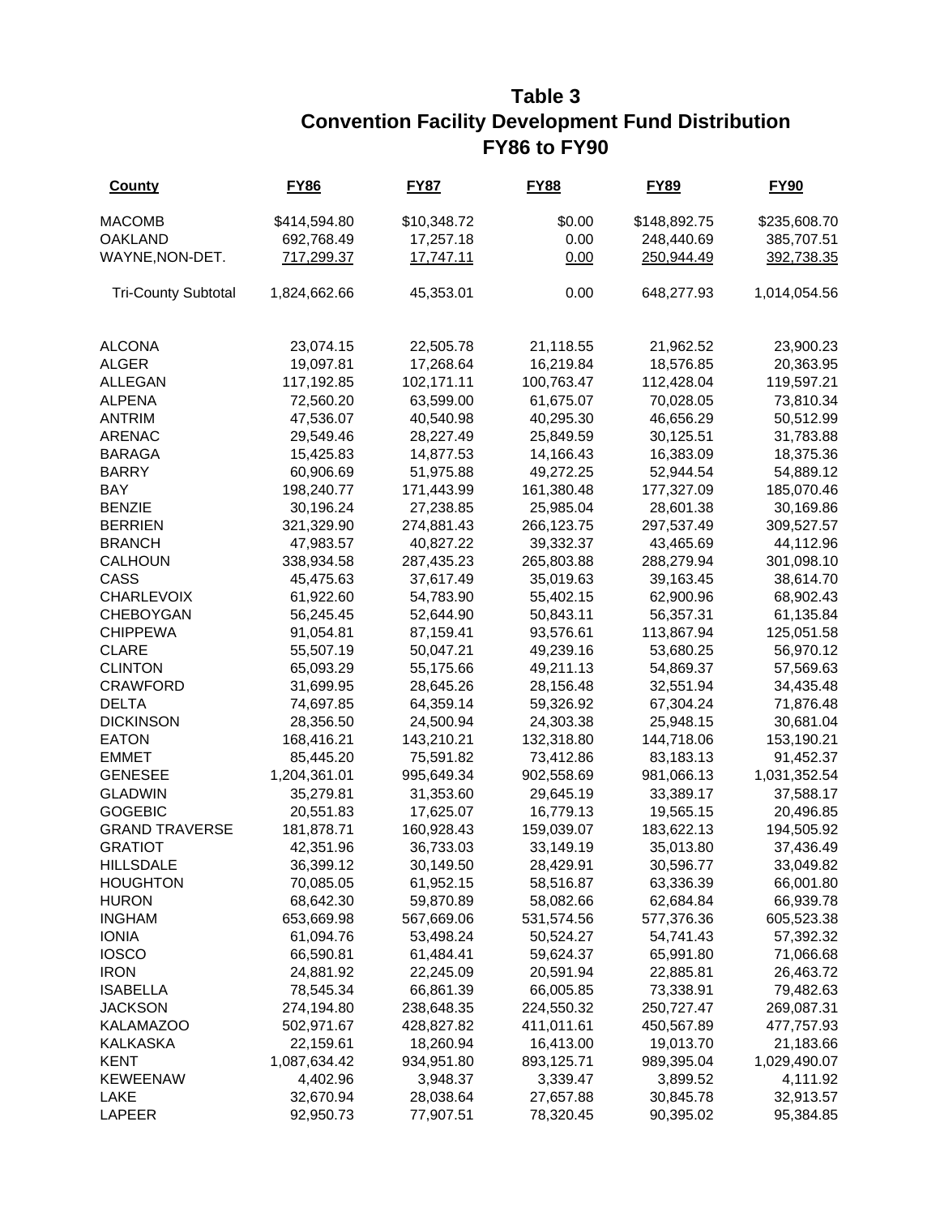# Table 3
## Convention Facility Development Fund Distribution
## FY86 to FY90

| County | FY86 | FY87 | FY88 | FY89 | FY90 |
|---|---|---|---|---|---|
| MACOMB | $414,594.80 | $10,348.72 | $0.00 | $148,892.75 | $235,608.70 |
| OAKLAND | 692,768.49 | 17,257.18 | 0.00 | 248,440.69 | 385,707.51 |
| WAYNE,NON-DET. | 717,299.37 | 17,747.11 | 0.00 | 250,944.49 | 392,738.35 |
| Tri-County Subtotal | 1,824,662.66 | 45,353.01 | 0.00 | 648,277.93 | 1,014,054.56 |
| ALCONA | 23,074.15 | 22,505.78 | 21,118.55 | 21,962.52 | 23,900.23 |
| ALGER | 19,097.81 | 17,268.64 | 16,219.84 | 18,576.85 | 20,363.95 |
| ALLEGAN | 117,192.85 | 102,171.11 | 100,763.47 | 112,428.04 | 119,597.21 |
| ALPENA | 72,560.20 | 63,599.00 | 61,675.07 | 70,028.05 | 73,810.34 |
| ANTRIM | 47,536.07 | 40,540.98 | 40,295.30 | 46,656.29 | 50,512.99 |
| ARENAC | 29,549.46 | 28,227.49 | 25,849.59 | 30,125.51 | 31,783.88 |
| BARAGA | 15,425.83 | 14,877.53 | 14,166.43 | 16,383.09 | 18,375.36 |
| BARRY | 60,906.69 | 51,975.88 | 49,272.25 | 52,944.54 | 54,889.12 |
| BAY | 198,240.77 | 171,443.99 | 161,380.48 | 177,327.09 | 185,070.46 |
| BENZIE | 30,196.24 | 27,238.85 | 25,985.04 | 28,601.38 | 30,169.86 |
| BERRIEN | 321,329.90 | 274,881.43 | 266,123.75 | 297,537.49 | 309,527.57 |
| BRANCH | 47,983.57 | 40,827.22 | 39,332.37 | 43,465.69 | 44,112.96 |
| CALHOUN | 338,934.58 | 287,435.23 | 265,803.88 | 288,279.94 | 301,098.10 |
| CASS | 45,475.63 | 37,617.49 | 35,019.63 | 39,163.45 | 38,614.70 |
| CHARLEVOIX | 61,922.60 | 54,783.90 | 55,402.15 | 62,900.96 | 68,902.43 |
| CHEBOYGAN | 56,245.45 | 52,644.90 | 50,843.11 | 56,357.31 | 61,135.84 |
| CHIPPEWA | 91,054.81 | 87,159.41 | 93,576.61 | 113,867.94 | 125,051.58 |
| CLARE | 55,507.19 | 50,047.21 | 49,239.16 | 53,680.25 | 56,970.12 |
| CLINTON | 65,093.29 | 55,175.66 | 49,211.13 | 54,869.37 | 57,569.63 |
| CRAWFORD | 31,699.95 | 28,645.26 | 28,156.48 | 32,551.94 | 34,435.48 |
| DELTA | 74,697.85 | 64,359.14 | 59,326.92 | 67,304.24 | 71,876.48 |
| DICKINSON | 28,356.50 | 24,500.94 | 24,303.38 | 25,948.15 | 30,681.04 |
| EATON | 168,416.21 | 143,210.21 | 132,318.80 | 144,718.06 | 153,190.21 |
| EMMET | 85,445.20 | 75,591.82 | 73,412.86 | 83,183.13 | 91,452.37 |
| GENESEE | 1,204,361.01 | 995,649.34 | 902,558.69 | 981,066.13 | 1,031,352.54 |
| GLADWIN | 35,279.81 | 31,353.60 | 29,645.19 | 33,389.17 | 37,588.17 |
| GOGEBIC | 20,551.83 | 17,625.07 | 16,779.13 | 19,565.15 | 20,496.85 |
| GRAND TRAVERSE | 181,878.71 | 160,928.43 | 159,039.07 | 183,622.13 | 194,505.92 |
| GRATIOT | 42,351.96 | 36,733.03 | 33,149.19 | 35,013.80 | 37,436.49 |
| HILLSDALE | 36,399.12 | 30,149.50 | 28,429.91 | 30,596.77 | 33,049.82 |
| HOUGHTON | 70,085.05 | 61,952.15 | 58,516.87 | 63,336.39 | 66,001.80 |
| HURON | 68,642.30 | 59,870.89 | 58,082.66 | 62,684.84 | 66,939.78 |
| INGHAM | 653,669.98 | 567,669.06 | 531,574.56 | 577,376.36 | 605,523.38 |
| IONIA | 61,094.76 | 53,498.24 | 50,524.27 | 54,741.43 | 57,392.32 |
| IOSCO | 66,590.81 | 61,484.41 | 59,624.37 | 65,991.80 | 71,066.68 |
| IRON | 24,881.92 | 22,245.09 | 20,591.94 | 22,885.81 | 26,463.72 |
| ISABELLA | 78,545.34 | 66,861.39 | 66,005.85 | 73,338.91 | 79,482.63 |
| JACKSON | 274,194.80 | 238,648.35 | 224,550.32 | 250,727.47 | 269,087.31 |
| KALAMAZOO | 502,971.67 | 428,827.82 | 411,011.61 | 450,567.89 | 477,757.93 |
| KALKASKA | 22,159.61 | 18,260.94 | 16,413.00 | 19,013.70 | 21,183.66 |
| KENT | 1,087,634.42 | 934,951.80 | 893,125.71 | 989,395.04 | 1,029,490.07 |
| KEWEENAW | 4,402.96 | 3,948.37 | 3,339.47 | 3,899.52 | 4,111.92 |
| LAKE | 32,670.94 | 28,038.64 | 27,657.88 | 30,845.78 | 32,913.57 |
| LAPEER | 92,950.73 | 77,907.51 | 78,320.45 | 90,395.02 | 95,384.85 |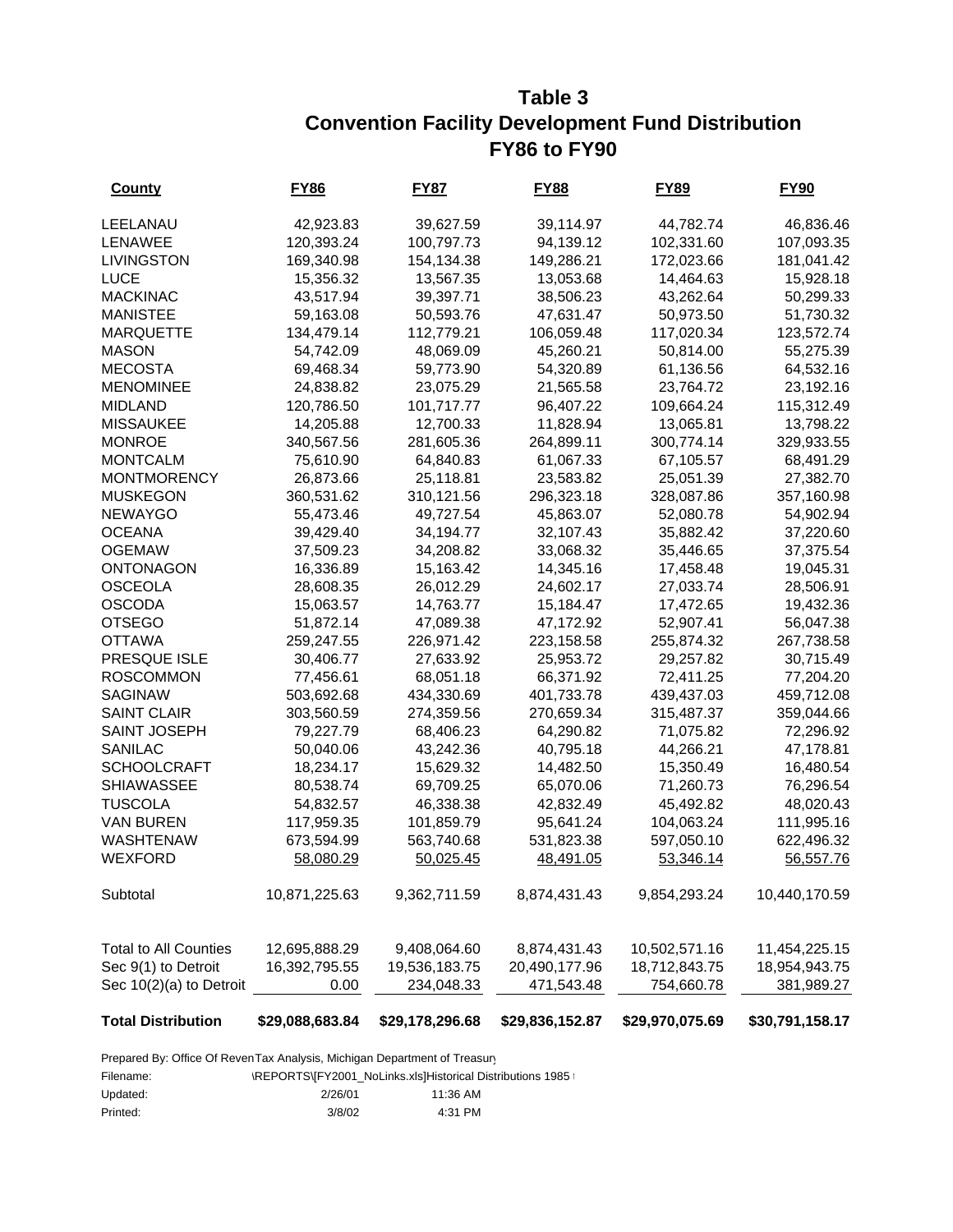# Table 3
## Convention Facility Development Fund Distribution
## FY86 to FY90

| County | FY86 | FY87 | FY88 | FY89 | FY90 |
|---|---|---|---|---|---|
| LEELANAU | 42,923.83 | 39,627.59 | 39,114.97 | 44,782.74 | 46,836.46 |
| LENAWEE | 120,393.24 | 100,797.73 | 94,139.12 | 102,331.60 | 107,093.35 |
| LIVINGSTON | 169,340.98 | 154,134.38 | 149,286.21 | 172,023.66 | 181,041.42 |
| LUCE | 15,356.32 | 13,567.35 | 13,053.68 | 14,464.63 | 15,928.18 |
| MACKINAC | 43,517.94 | 39,397.71 | 38,506.23 | 43,262.64 | 50,299.33 |
| MANISTEE | 59,163.08 | 50,593.76 | 47,631.47 | 50,973.50 | 51,730.32 |
| MARQUETTE | 134,479.14 | 112,779.21 | 106,059.48 | 117,020.34 | 123,572.74 |
| MASON | 54,742.09 | 48,069.09 | 45,260.21 | 50,814.00 | 55,275.39 |
| MECOSTA | 69,468.34 | 59,773.90 | 54,320.89 | 61,136.56 | 64,532.16 |
| MENOMINEE | 24,838.82 | 23,075.29 | 21,565.58 | 23,764.72 | 23,192.16 |
| MIDLAND | 120,786.50 | 101,717.77 | 96,407.22 | 109,664.24 | 115,312.49 |
| MISSAUKEE | 14,205.88 | 12,700.33 | 11,828.94 | 13,065.81 | 13,798.22 |
| MONROE | 340,567.56 | 281,605.36 | 264,899.11 | 300,774.14 | 329,933.55 |
| MONTCALM | 75,610.90 | 64,840.83 | 61,067.33 | 67,105.57 | 68,491.29 |
| MONTMORENCY | 26,873.66 | 25,118.81 | 23,583.82 | 25,051.39 | 27,382.70 |
| MUSKEGON | 360,531.62 | 310,121.56 | 296,323.18 | 328,087.86 | 357,160.98 |
| NEWAYGO | 55,473.46 | 49,727.54 | 45,863.07 | 52,080.78 | 54,902.94 |
| OCEANA | 39,429.40 | 34,194.77 | 32,107.43 | 35,882.42 | 37,220.60 |
| OGEMAW | 37,509.23 | 34,208.82 | 33,068.32 | 35,446.65 | 37,375.54 |
| ONTONAGON | 16,336.89 | 15,163.42 | 14,345.16 | 17,458.48 | 19,045.31 |
| OSCEOLA | 28,608.35 | 26,012.29 | 24,602.17 | 27,033.74 | 28,506.91 |
| OSCODA | 15,063.57 | 14,763.77 | 15,184.47 | 17,472.65 | 19,432.36 |
| OTSEGO | 51,872.14 | 47,089.38 | 47,172.92 | 52,907.41 | 56,047.38 |
| OTTAWA | 259,247.55 | 226,971.42 | 223,158.58 | 255,874.32 | 267,738.58 |
| PRESQUE ISLE | 30,406.77 | 27,633.92 | 25,953.72 | 29,257.82 | 30,715.49 |
| ROSCOMMON | 77,456.61 | 68,051.18 | 66,371.92 | 72,411.25 | 77,204.20 |
| SAGINAW | 503,692.68 | 434,330.69 | 401,733.78 | 439,437.03 | 459,712.08 |
| SAINT CLAIR | 303,560.59 | 274,359.56 | 270,659.34 | 315,487.37 | 359,044.66 |
| SAINT JOSEPH | 79,227.79 | 68,406.23 | 64,290.82 | 71,075.82 | 72,296.92 |
| SANILAC | 50,040.06 | 43,242.36 | 40,795.18 | 44,266.21 | 47,178.81 |
| SCHOOLCRAFT | 18,234.17 | 15,629.32 | 14,482.50 | 15,350.49 | 16,480.54 |
| SHIAWASSEE | 80,538.74 | 69,709.25 | 65,070.06 | 71,260.73 | 76,296.54 |
| TUSCOLA | 54,832.57 | 46,338.38 | 42,832.49 | 45,492.82 | 48,020.43 |
| VAN BUREN | 117,959.35 | 101,859.79 | 95,641.24 | 104,063.24 | 111,995.16 |
| WASHTENAW | 673,594.99 | 563,740.68 | 531,823.38 | 597,050.10 | 622,496.32 |
| WEXFORD | 58,080.29 | 50,025.45 | 48,491.05 | 53,346.14 | 56,557.76 |
| Subtotal | 10,871,225.63 | 9,362,711.59 | 8,874,431.43 | 9,854,293.24 | 10,440,170.59 |
| Total to All Counties | 12,695,888.29 | 9,408,064.60 | 8,874,431.43 | 10,502,571.16 | 11,454,225.15 |
| Sec 9(1) to Detroit | 16,392,795.55 | 19,536,183.75 | 20,490,177.96 | 18,712,843.75 | 18,954,943.75 |
| Sec 10(2)(a) to Detroit | 0.00 | 234,048.33 | 471,543.48 | 754,660.78 | 381,989.27 |
| **Total Distribution** | **$29,088,683.84** | **$29,178,296.68** | **$29,836,152.87** | **$29,970,075.69** | **$30,791,158.17** |

Prepared By: Office Of Reven Tax Analysis, Michigan Department of Treasury

| | | |
|---|---|---|
| Filename: | \REPORTS\[FY2001_NoLinks.xls]Historical Distributions 1985 | |
| Updated: | 2/26/01 | 11:36 AM |
| Printed: | 3/8/02 | 4:31 PM |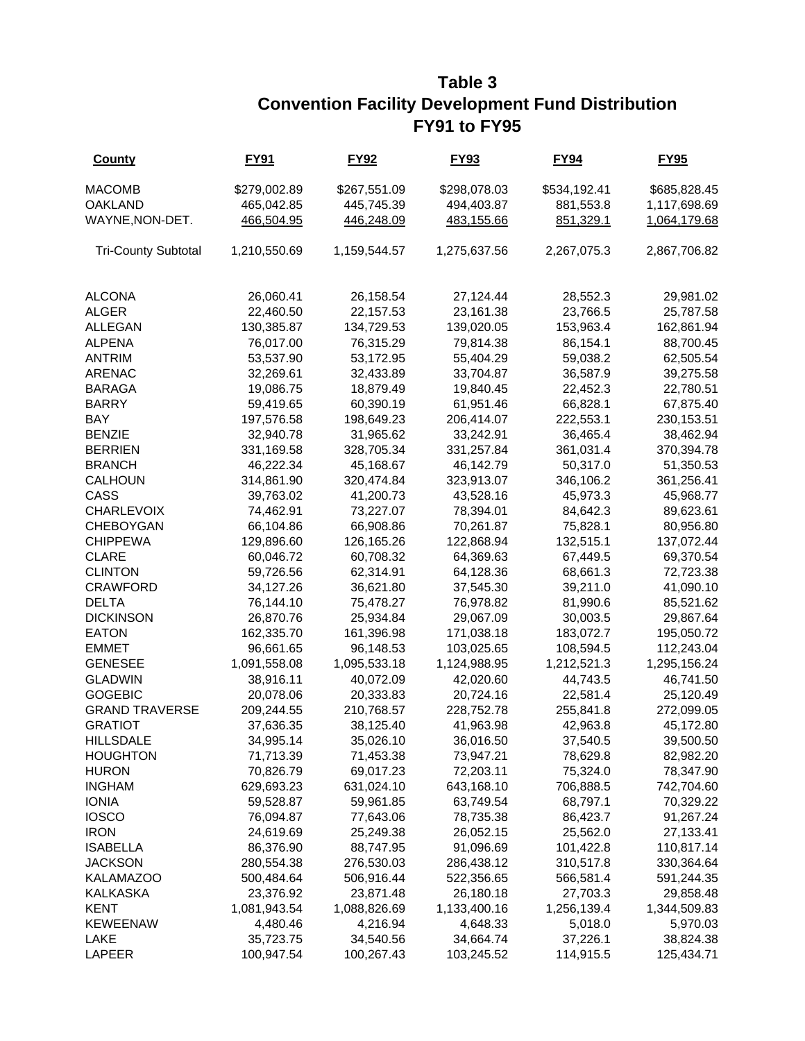# Table 3
## Convention Facility Development Fund Distribution
## FY91 to FY95

| County | FY91 | FY92 | FY93 | FY94 | FY95 |
|---|---|---|---|---|---|
| MACOMB | $279,002.89 | $267,551.09 | $298,078.03 | $534,192.41 | $685,828.45 |
| OAKLAND | 465,042.85 | 445,745.39 | 494,403.87 | 881,553.8 | 1,117,698.69 |
| WAYNE,NON-DET. | 466,504.95 | 446,248.09 | 483,155.66 | 851,329.1 | 1,064,179.68 |
| Tri-County Subtotal | 1,210,550.69 | 1,159,544.57 | 1,275,637.56 | 2,267,075.3 | 2,867,706.82 |
| ALCONA | 26,060.41 | 26,158.54 | 27,124.44 | 28,552.3 | 29,981.02 |
| ALGER | 22,460.50 | 22,157.53 | 23,161.38 | 23,766.5 | 25,787.58 |
| ALLEGAN | 130,385.87 | 134,729.53 | 139,020.05 | 153,963.4 | 162,861.94 |
| ALPENA | 76,017.00 | 76,315.29 | 79,814.38 | 86,154.1 | 88,700.45 |
| ANTRIM | 53,537.90 | 53,172.95 | 55,404.29 | 59,038.2 | 62,505.54 |
| ARENAC | 32,269.61 | 32,433.89 | 33,704.87 | 36,587.9 | 39,275.58 |
| BARAGA | 19,086.75 | 18,879.49 | 19,840.45 | 22,452.3 | 22,780.51 |
| BARRY | 59,419.65 | 60,390.19 | 61,951.46 | 66,828.1 | 67,875.40 |
| BAY | 197,576.58 | 198,649.23 | 206,414.07 | 222,553.1 | 230,153.51 |
| BENZIE | 32,940.78 | 31,965.62 | 33,242.91 | 36,465.4 | 38,462.94 |
| BERRIEN | 331,169.58 | 328,705.34 | 331,257.84 | 361,031.4 | 370,394.78 |
| BRANCH | 46,222.34 | 45,168.67 | 46,142.79 | 50,317.0 | 51,350.53 |
| CALHOUN | 314,861.90 | 320,474.84 | 323,913.07 | 346,106.2 | 361,256.41 |
| CASS | 39,763.02 | 41,200.73 | 43,528.16 | 45,973.3 | 45,968.77 |
| CHARLEVOIX | 74,462.91 | 73,227.07 | 78,394.01 | 84,642.3 | 89,623.61 |
| CHEBOYGAN | 66,104.86 | 66,908.86 | 70,261.87 | 75,828.1 | 80,956.80 |
| CHIPPEWA | 129,896.60 | 126,165.26 | 122,868.94 | 132,515.1 | 137,072.44 |
| CLARE | 60,046.72 | 60,708.32 | 64,369.63 | 67,449.5 | 69,370.54 |
| CLINTON | 59,726.56 | 62,314.91 | 64,128.36 | 68,661.3 | 72,723.38 |
| CRAWFORD | 34,127.26 | 36,621.80 | 37,545.30 | 39,211.0 | 41,090.10 |
| DELTA | 76,144.10 | 75,478.27 | 76,978.82 | 81,990.6 | 85,521.62 |
| DICKINSON | 26,870.76 | 25,934.84 | 29,067.09 | 30,003.5 | 29,867.64 |
| EATON | 162,335.70 | 161,396.98 | 171,038.18 | 183,072.7 | 195,050.72 |
| EMMET | 96,661.65 | 96,148.53 | 103,025.65 | 108,594.5 | 112,243.04 |
| GENESEE | 1,091,558.08 | 1,095,533.18 | 1,124,988.95 | 1,212,521.3 | 1,295,156.24 |
| GLADWIN | 38,916.11 | 40,072.09 | 42,020.60 | 44,743.5 | 46,741.50 |
| GOGEBIC | 20,078.06 | 20,333.83 | 20,724.16 | 22,581.4 | 25,120.49 |
| GRAND TRAVERSE | 209,244.55 | 210,768.57 | 228,752.78 | 255,841.8 | 272,099.05 |
| GRATIOT | 37,636.35 | 38,125.40 | 41,963.98 | 42,963.8 | 45,172.80 |
| HILLSDALE | 34,995.14 | 35,026.10 | 36,016.50 | 37,540.5 | 39,500.50 |
| HOUGHTON | 71,713.39 | 71,453.38 | 73,947.21 | 78,629.8 | 82,982.20 |
| HURON | 70,826.79 | 69,017.23 | 72,203.11 | 75,324.0 | 78,347.90 |
| INGHAM | 629,693.23 | 631,024.10 | 643,168.10 | 706,888.5 | 742,704.60 |
| IONIA | 59,528.87 | 59,961.85 | 63,749.54 | 68,797.1 | 70,329.22 |
| IOSCO | 76,094.87 | 77,643.06 | 78,735.38 | 86,423.7 | 91,267.24 |
| IRON | 24,619.69 | 25,249.38 | 26,052.15 | 25,562.0 | 27,133.41 |
| ISABELLA | 86,376.90 | 88,747.95 | 91,096.69 | 101,422.8 | 110,817.14 |
| JACKSON | 280,554.38 | 276,530.03 | 286,438.12 | 310,517.8 | 330,364.64 |
| KALAMAZOO | 500,484.64 | 506,916.44 | 522,356.65 | 566,581.4 | 591,244.35 |
| KALKASKA | 23,376.92 | 23,871.48 | 26,180.18 | 27,703.3 | 29,858.48 |
| KENT | 1,081,943.54 | 1,088,826.69 | 1,133,400.16 | 1,256,139.4 | 1,344,509.83 |
| KEWEENAW | 4,480.46 | 4,216.94 | 4,648.33 | 5,018.0 | 5,970.03 |
| LAKE | 35,723.75 | 34,540.56 | 34,664.74 | 37,226.1 | 38,824.38 |
| LAPEER | 100,947.54 | 100,267.43 | 103,245.52 | 114,915.5 | 125,434.71 |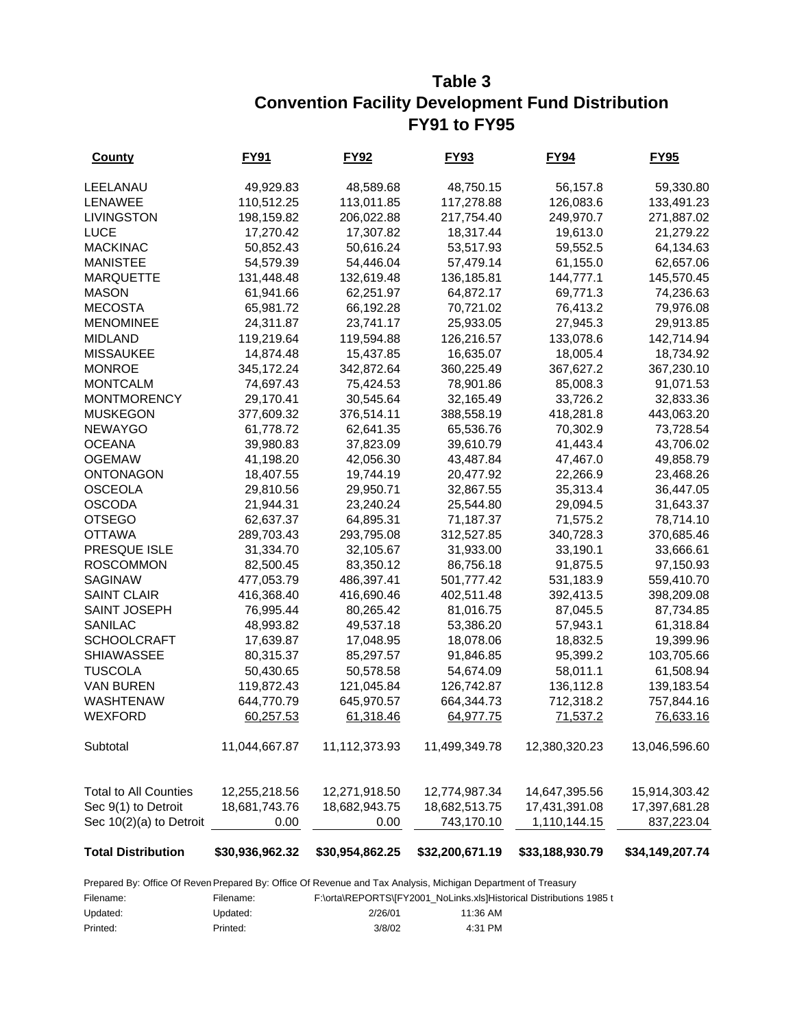# Table 3
## Convention Facility Development Fund Distribution
## FY91 to FY95

| County | FY91 | FY92 | FY93 | FY94 | FY95 |
|---|---|---|---|---|---|
| LEELANAU | 49,929.83 | 48,589.68 | 48,750.15 | 56,157.8 | 59,330.80 |
| LENAWEE | 110,512.25 | 113,011.85 | 117,278.88 | 126,083.6 | 133,491.23 |
| LIVINGSTON | 198,159.82 | 206,022.88 | 217,754.40 | 249,970.7 | 271,887.02 |
| LUCE | 17,270.42 | 17,307.82 | 18,317.44 | 19,613.0 | 21,279.22 |
| MACKINAC | 50,852.43 | 50,616.24 | 53,517.93 | 59,552.5 | 64,134.63 |
| MANISTEE | 54,579.39 | 54,446.04 | 57,479.14 | 61,155.0 | 62,657.06 |
| MARQUETTE | 131,448.48 | 132,619.48 | 136,185.81 | 144,777.1 | 145,570.45 |
| MASON | 61,941.66 | 62,251.97 | 64,872.17 | 69,771.3 | 74,236.63 |
| MECOSTA | 65,981.72 | 66,192.28 | 70,721.02 | 76,413.2 | 79,976.08 |
| MENOMINEE | 24,311.87 | 23,741.17 | 25,933.05 | 27,945.3 | 29,913.85 |
| MIDLAND | 119,219.64 | 119,594.88 | 126,216.57 | 133,078.6 | 142,714.94 |
| MISSAUKEE | 14,874.48 | 15,437.85 | 16,635.07 | 18,005.4 | 18,734.92 |
| MONROE | 345,172.24 | 342,872.64 | 360,225.49 | 367,627.2 | 367,230.10 |
| MONTCALM | 74,697.43 | 75,424.53 | 78,901.86 | 85,008.3 | 91,071.53 |
| MONTMORENCY | 29,170.41 | 30,545.64 | 32,165.49 | 33,726.2 | 32,833.36 |
| MUSKEGON | 377,609.32 | 376,514.11 | 388,558.19 | 418,281.8 | 443,063.20 |
| NEWAYGO | 61,778.72 | 62,641.35 | 65,536.76 | 70,302.9 | 73,728.54 |
| OCEANA | 39,980.83 | 37,823.09 | 39,610.79 | 41,443.4 | 43,706.02 |
| OGEMAW | 41,198.20 | 42,056.30 | 43,487.84 | 47,467.0 | 49,858.79 |
| ONTONAGON | 18,407.55 | 19,744.19 | 20,477.92 | 22,266.9 | 23,468.26 |
| OSCEOLA | 29,810.56 | 29,950.71 | 32,867.55 | 35,313.4 | 36,447.05 |
| OSCODA | 21,944.31 | 23,240.24 | 25,544.80 | 29,094.5 | 31,643.37 |
| OTSEGO | 62,637.37 | 64,895.31 | 71,187.37 | 71,575.2 | 78,714.10 |
| OTTAWA | 289,703.43 | 293,795.08 | 312,527.85 | 340,728.3 | 370,685.46 |
| PRESQUE ISLE | 31,334.70 | 32,105.67 | 31,933.00 | 33,190.1 | 33,666.61 |
| ROSCOMMON | 82,500.45 | 83,350.12 | 86,756.18 | 91,875.5 | 97,150.93 |
| SAGINAW | 477,053.79 | 486,397.41 | 501,777.42 | 531,183.9 | 559,410.70 |
| SAINT CLAIR | 416,368.40 | 416,690.46 | 402,511.48 | 392,413.5 | 398,209.08 |
| SAINT JOSEPH | 76,995.44 | 80,265.42 | 81,016.75 | 87,045.5 | 87,734.85 |
| SANILAC | 48,993.82 | 49,537.18 | 53,386.20 | 57,943.1 | 61,318.84 |
| SCHOOLCRAFT | 17,639.87 | 17,048.95 | 18,078.06 | 18,832.5 | 19,399.96 |
| SHIAWASSEE | 80,315.37 | 85,297.57 | 91,846.85 | 95,399.2 | 103,705.66 |
| TUSCOLA | 50,430.65 | 50,578.58 | 54,674.09 | 58,011.1 | 61,508.94 |
| VAN BUREN | 119,872.43 | 121,045.84 | 126,742.87 | 136,112.8 | 139,183.54 |
| WASHTENAW | 644,770.79 | 645,970.57 | 664,344.73 | 712,318.2 | 757,844.16 |
| WEXFORD | 60,257.53 | 61,318.46 | 64,977.75 | 71,537.2 | 76,633.16 |
| Subtotal | 11,044,667.87 | 11,112,373.93 | 11,499,349.78 | 12,380,320.23 | 13,046,596.60 |
| Total to All Counties | 12,255,218.56 | 12,271,918.50 | 12,774,987.34 | 14,647,395.56 | 15,914,303.42 |
| Sec 9(1) to Detroit | 18,681,743.76 | 18,682,943.75 | 18,682,513.75 | 17,431,391.08 | 17,397,681.28 |
| Sec 10(2)(a) to Detroit | 0.00 | 0.00 | 743,170.10 | 1,110,144.15 | 837,223.04 |
| **Total Distribution** | **$30,936,962.32** | **$30,954,862.25** | **$32,200,671.19** | **$33,188,930.79** | **$34,149,207.74** |

Prepared By: Office Of Reven Prepared By: Office Of Revenue and Tax Analysis, Michigan Department of Treasury

Filename: Filename: F:\orta\REPORTS\[FY2001_NoLinks.xls]Historical Distributions 1985 t

Updated: Updated: 2/26/01 11:36 AM

Printed: Printed: 3/8/02 4:31 PM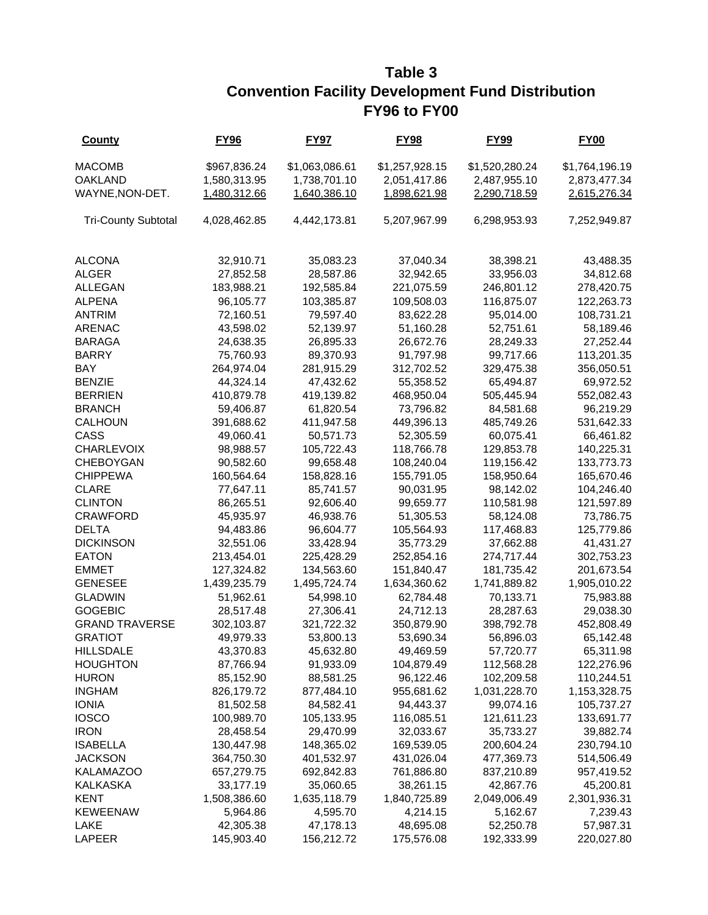# Table 3
## Convention Facility Development Fund Distribution
## FY96 to FY00

| County | FY96 | FY97 | FY98 | FY99 | FY00 |
|---|---|---|---|---|---|
| MACOMB | $967,836.24 | $1,063,086.61 | $1,257,928.15 | $1,520,280.24 | $1,764,196.19 |
| OAKLAND | 1,580,313.95 | 1,738,701.10 | 2,051,417.86 | 2,487,955.10 | 2,873,477.34 |
| WAYNE,NON-DET. | 1,480,312.66 | 1,640,386.10 | 1,898,621.98 | 2,290,718.59 | 2,615,276.34 |
| Tri-County Subtotal | 4,028,462.85 | 4,442,173.81 | 5,207,967.99 | 6,298,953.93 | 7,252,949.87 |
| ALCONA | 32,910.71 | 35,083.23 | 37,040.34 | 38,398.21 | 43,488.35 |
| ALGER | 27,852.58 | 28,587.86 | 32,942.65 | 33,956.03 | 34,812.68 |
| ALLEGAN | 183,988.21 | 192,585.84 | 221,075.59 | 246,801.12 | 278,420.75 |
| ALPENA | 96,105.77 | 103,385.87 | 109,508.03 | 116,875.07 | 122,263.73 |
| ANTRIM | 72,160.51 | 79,597.40 | 83,622.28 | 95,014.00 | 108,731.21 |
| ARENAC | 43,598.02 | 52,139.97 | 51,160.28 | 52,751.61 | 58,189.46 |
| BARAGA | 24,638.35 | 26,895.33 | 26,672.76 | 28,249.33 | 27,252.44 |
| BARRY | 75,760.93 | 89,370.93 | 91,797.98 | 99,717.66 | 113,201.35 |
| BAY | 264,974.04 | 281,915.29 | 312,702.52 | 329,475.38 | 356,050.51 |
| BENZIE | 44,324.14 | 47,432.62 | 55,358.52 | 65,494.87 | 69,972.52 |
| BERRIEN | 410,879.78 | 419,139.82 | 468,950.04 | 505,445.94 | 552,082.43 |
| BRANCH | 59,406.87 | 61,820.54 | 73,796.82 | 84,581.68 | 96,219.29 |
| CALHOUN | 391,688.62 | 411,947.58 | 449,396.13 | 485,749.26 | 531,642.33 |
| CASS | 49,060.41 | 50,571.73 | 52,305.59 | 60,075.41 | 66,461.82 |
| CHARLEVOIX | 98,988.57 | 105,722.43 | 118,766.78 | 129,853.78 | 140,225.31 |
| CHEBOYGAN | 90,582.60 | 99,658.48 | 108,240.04 | 119,156.42 | 133,773.73 |
| CHIPPEWA | 160,564.64 | 158,828.16 | 155,791.05 | 158,950.64 | 165,670.46 |
| CLARE | 77,647.11 | 85,741.57 | 90,031.95 | 98,142.02 | 104,246.40 |
| CLINTON | 86,265.51 | 92,606.40 | 99,659.77 | 110,581.98 | 121,597.89 |
| CRAWFORD | 45,935.97 | 46,938.76 | 51,305.53 | 58,124.08 | 73,786.75 |
| DELTA | 94,483.86 | 96,604.77 | 105,564.93 | 117,468.83 | 125,779.86 |
| DICKINSON | 32,551.06 | 33,428.94 | 35,773.29 | 37,662.88 | 41,431.27 |
| EATON | 213,454.01 | 225,428.29 | 252,854.16 | 274,717.44 | 302,753.23 |
| EMMET | 127,324.82 | 134,563.60 | 151,840.47 | 181,735.42 | 201,673.54 |
| GENESEE | 1,439,235.79 | 1,495,724.74 | 1,634,360.62 | 1,741,889.82 | 1,905,010.22 |
| GLADWIN | 51,962.61 | 54,998.10 | 62,784.48 | 70,133.71 | 75,983.88 |
| GOGEBIC | 28,517.48 | 27,306.41 | 24,712.13 | 28,287.63 | 29,038.30 |
| GRAND TRAVERSE | 302,103.87 | 321,722.32 | 350,879.90 | 398,792.78 | 452,808.49 |
| GRATIOT | 49,979.33 | 53,800.13 | 53,690.34 | 56,896.03 | 65,142.48 |
| HILLSDALE | 43,370.83 | 45,632.80 | 49,469.59 | 57,720.77 | 65,311.98 |
| HOUGHTON | 87,766.94 | 91,933.09 | 104,879.49 | 112,568.28 | 122,276.96 |
| HURON | 85,152.90 | 88,581.25 | 96,122.46 | 102,209.58 | 110,244.51 |
| INGHAM | 826,179.72 | 877,484.10 | 955,681.62 | 1,031,228.70 | 1,153,328.75 |
| IONIA | 81,502.58 | 84,582.41 | 94,443.37 | 99,074.16 | 105,737.27 |
| IOSCO | 100,989.70 | 105,133.95 | 116,085.51 | 121,611.23 | 133,691.77 |
| IRON | 28,458.54 | 29,470.99 | 32,033.67 | 35,733.27 | 39,882.74 |
| ISABELLA | 130,447.98 | 148,365.02 | 169,539.05 | 200,604.24 | 230,794.10 |
| JACKSON | 364,750.30 | 401,532.97 | 431,026.04 | 477,369.73 | 514,506.49 |
| KALAMAZOO | 657,279.75 | 692,842.83 | 761,886.80 | 837,210.89 | 957,419.52 |
| KALKASKA | 33,177.19 | 35,060.65 | 38,261.15 | 42,867.76 | 45,200.81 |
| KENT | 1,508,386.60 | 1,635,118.79 | 1,840,725.89 | 2,049,006.49 | 2,301,936.31 |
| KEWEENAW | 5,964.86 | 4,595.70 | 4,214.15 | 5,162.67 | 7,239.43 |
| LAKE | 42,305.38 | 47,178.13 | 48,695.08 | 52,250.78 | 57,987.31 |
| LAPEER | 145,903.40 | 156,212.72 | 175,576.08 | 192,333.99 | 220,027.80 |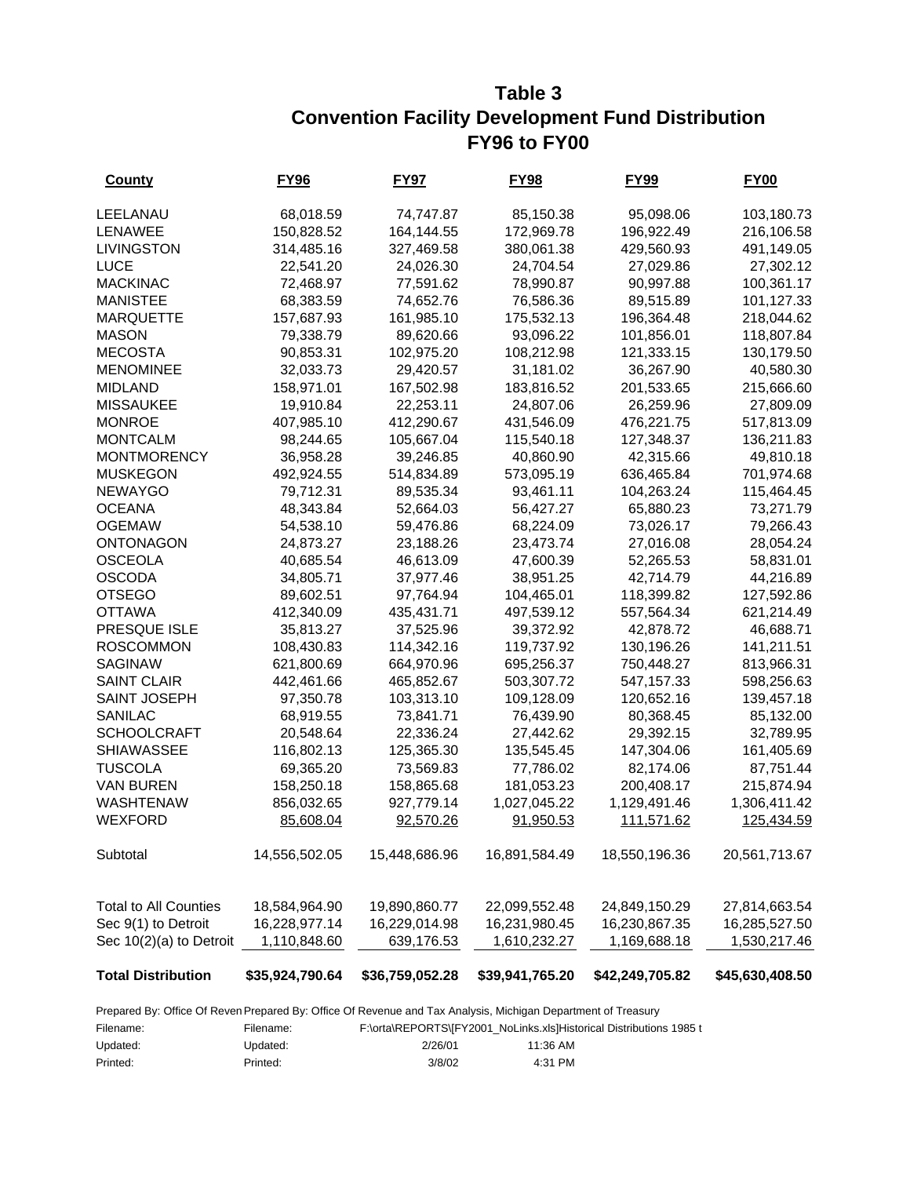# Table 3
## Convention Facility Development Fund Distribution
## FY96 to FY00

| County | FY96 | FY97 | FY98 | FY99 | FY00 |
|---|---|---|---|---|---|
| LEELANAU | 68,018.59 | 74,747.87 | 85,150.38 | 95,098.06 | 103,180.73 |
| LENAWEE | 150,828.52 | 164,144.55 | 172,969.78 | 196,922.49 | 216,106.58 |
| LIVINGSTON | 314,485.16 | 327,469.58 | 380,061.38 | 429,560.93 | 491,149.05 |
| LUCE | 22,541.20 | 24,026.30 | 24,704.54 | 27,029.86 | 27,302.12 |
| MACKINAC | 72,468.97 | 77,591.62 | 78,990.87 | 90,997.88 | 100,361.17 |
| MANISTEE | 68,383.59 | 74,652.76 | 76,586.36 | 89,515.89 | 101,127.33 |
| MARQUETTE | 157,687.93 | 161,985.10 | 175,532.13 | 196,364.48 | 218,044.62 |
| MASON | 79,338.79 | 89,620.66 | 93,096.22 | 101,856.01 | 118,807.84 |
| MECOSTA | 90,853.31 | 102,975.20 | 108,212.98 | 121,333.15 | 130,179.50 |
| MENOMINEE | 32,033.73 | 29,420.57 | 31,181.02 | 36,267.90 | 40,580.30 |
| MIDLAND | 158,971.01 | 167,502.98 | 183,816.52 | 201,533.65 | 215,666.60 |
| MISSAUKEE | 19,910.84 | 22,253.11 | 24,807.06 | 26,259.96 | 27,809.09 |
| MONROE | 407,985.10 | 412,290.67 | 431,546.09 | 476,221.75 | 517,813.09 |
| MONTCALM | 98,244.65 | 105,667.04 | 115,540.18 | 127,348.37 | 136,211.83 |
| MONTMORENCY | 36,958.28 | 39,246.85 | 40,860.90 | 42,315.66 | 49,810.18 |
| MUSKEGON | 492,924.55 | 514,834.89 | 573,095.19 | 636,465.84 | 701,974.68 |
| NEWAYGO | 79,712.31 | 89,535.34 | 93,461.11 | 104,263.24 | 115,464.45 |
| OCEANA | 48,343.84 | 52,664.03 | 56,427.27 | 65,880.23 | 73,271.79 |
| OGEMAW | 54,538.10 | 59,476.86 | 68,224.09 | 73,026.17 | 79,266.43 |
| ONTONAGON | 24,873.27 | 23,188.26 | 23,473.74 | 27,016.08 | 28,054.24 |
| OSCEOLA | 40,685.54 | 46,613.09 | 47,600.39 | 52,265.53 | 58,831.01 |
| OSCODA | 34,805.71 | 37,977.46 | 38,951.25 | 42,714.79 | 44,216.89 |
| OTSEGO | 89,602.51 | 97,764.94 | 104,465.01 | 118,399.82 | 127,592.86 |
| OTTAWA | 412,340.09 | 435,431.71 | 497,539.12 | 557,564.34 | 621,214.49 |
| PRESQUE ISLE | 35,813.27 | 37,525.96 | 39,372.92 | 42,878.72 | 46,688.71 |
| ROSCOMMON | 108,430.83 | 114,342.16 | 119,737.92 | 130,196.26 | 141,211.51 |
| SAGINAW | 621,800.69 | 664,970.96 | 695,256.37 | 750,448.27 | 813,966.31 |
| SAINT CLAIR | 442,461.66 | 465,852.67 | 503,307.72 | 547,157.33 | 598,256.63 |
| SAINT JOSEPH | 97,350.78 | 103,313.10 | 109,128.09 | 120,652.16 | 139,457.18 |
| SANILAC | 68,919.55 | 73,841.71 | 76,439.90 | 80,368.45 | 85,132.00 |
| SCHOOLCRAFT | 20,548.64 | 22,336.24 | 27,442.62 | 29,392.15 | 32,789.95 |
| SHIAWASSEE | 116,802.13 | 125,365.30 | 135,545.45 | 147,304.06 | 161,405.69 |
| TUSCOLA | 69,365.20 | 73,569.83 | 77,786.02 | 82,174.06 | 87,751.44 |
| VAN BUREN | 158,250.18 | 158,865.68 | 181,053.23 | 200,408.17 | 215,874.94 |
| WASHTENAW | 856,032.65 | 927,779.14 | 1,027,045.22 | 1,129,491.46 | 1,306,411.42 |
| WEXFORD | 85,608.04 | 92,570.26 | 91,950.53 | 111,571.62 | 125,434.59 |
| Subtotal | 14,556,502.05 | 15,448,686.96 | 16,891,584.49 | 18,550,196.36 | 20,561,713.67 |
| Total to All Counties | 18,584,964.90 | 19,890,860.77 | 22,099,552.48 | 24,849,150.29 | 27,814,663.54 |
| Sec 9(1) to Detroit | 16,228,977.14 | 16,229,014.98 | 16,231,980.45 | 16,230,867.35 | 16,285,527.50 |
| Sec 10(2)(a) to Detroit | 1,110,848.60 | 639,176.53 | 1,610,232.27 | 1,169,688.18 | 1,530,217.46 |
| **Total Distribution** | **$35,924,790.64** | **$36,759,052.28** | **$39,941,765.20** | **$42,249,705.82** | **$45,630,408.50** |

Prepared By: Office Of Reven Prepared By: Office Of Revenue and Tax Analysis, Michigan Department of Treasury

| | | | |
|---|---|---|---|
| Filename: | Filename: | F:\orta\REPORTS\[FY2001_NoLinks.xls]Historical Distributions 1985 t | |
| Updated: | Updated: | 2/26/01 | 11:36 AM |
| Printed: | Printed: | 3/8/02 | 4:31 PM |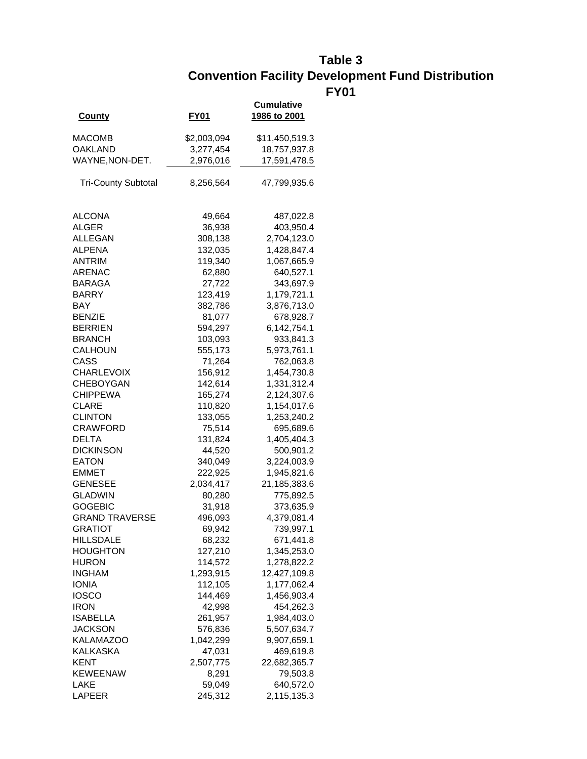# Table 3
## Convention Facility Development Fund Distribution
## FY01

| County | FY01 | Cumulative 1986 to 2001 |
|---|---|---|
| MACOMB | $2,003,094 | $11,450,519.3 |
| OAKLAND | 3,277,454 | 18,757,937.8 |
| WAYNE,NON-DET. | 2,976,016 | 17,591,478.5 |
| Tri-County Subtotal | 8,256,564 | 47,799,935.6 |
| ALCONA | 49,664 | 487,022.8 |
| ALGER | 36,938 | 403,950.4 |
| ALLEGAN | 308,138 | 2,704,123.0 |
| ALPENA | 132,035 | 1,428,847.4 |
| ANTRIM | 119,340 | 1,067,665.9 |
| ARENAC | 62,880 | 640,527.1 |
| BARAGA | 27,722 | 343,697.9 |
| BARRY | 123,419 | 1,179,721.1 |
| BAY | 382,786 | 3,876,713.0 |
| BENZIE | 81,077 | 678,928.7 |
| BERRIEN | 594,297 | 6,142,754.1 |
| BRANCH | 103,093 | 933,841.3 |
| CALHOUN | 555,173 | 5,973,761.1 |
| CASS | 71,264 | 762,063.8 |
| CHARLEVOIX | 156,912 | 1,454,730.8 |
| CHEBOYGAN | 142,614 | 1,331,312.4 |
| CHIPPEWA | 165,274 | 2,124,307.6 |
| CLARE | 110,820 | 1,154,017.6 |
| CLINTON | 133,055 | 1,253,240.2 |
| CRAWFORD | 75,514 | 695,689.6 |
| DELTA | 131,824 | 1,405,404.3 |
| DICKINSON | 44,520 | 500,901.2 |
| EATON | 340,049 | 3,224,003.9 |
| EMMET | 222,925 | 1,945,821.6 |
| GENESEE | 2,034,417 | 21,185,383.6 |
| GLADWIN | 80,280 | 775,892.5 |
| GOGEBIC | 31,918 | 373,635.9 |
| GRAND TRAVERSE | 496,093 | 4,379,081.4 |
| GRATIOT | 69,942 | 739,997.1 |
| HILLSDALE | 68,232 | 671,441.8 |
| HOUGHTON | 127,210 | 1,345,253.0 |
| HURON | 114,572 | 1,278,822.2 |
| INGHAM | 1,293,915 | 12,427,109.8 |
| IONIA | 112,105 | 1,177,062.4 |
| IOSCO | 144,469 | 1,456,903.4 |
| IRON | 42,998 | 454,262.3 |
| ISABELLA | 261,957 | 1,984,403.0 |
| JACKSON | 576,836 | 5,507,634.7 |
| KALAMAZOO | 1,042,299 | 9,907,659.1 |
| KALKASKA | 47,031 | 469,619.8 |
| KENT | 2,507,775 | 22,682,365.7 |
| KEWEENAW | 8,291 | 79,503.8 |
| LAKE | 59,049 | 640,572.0 |
| LAPEER | 245,312 | 2,115,135.3 |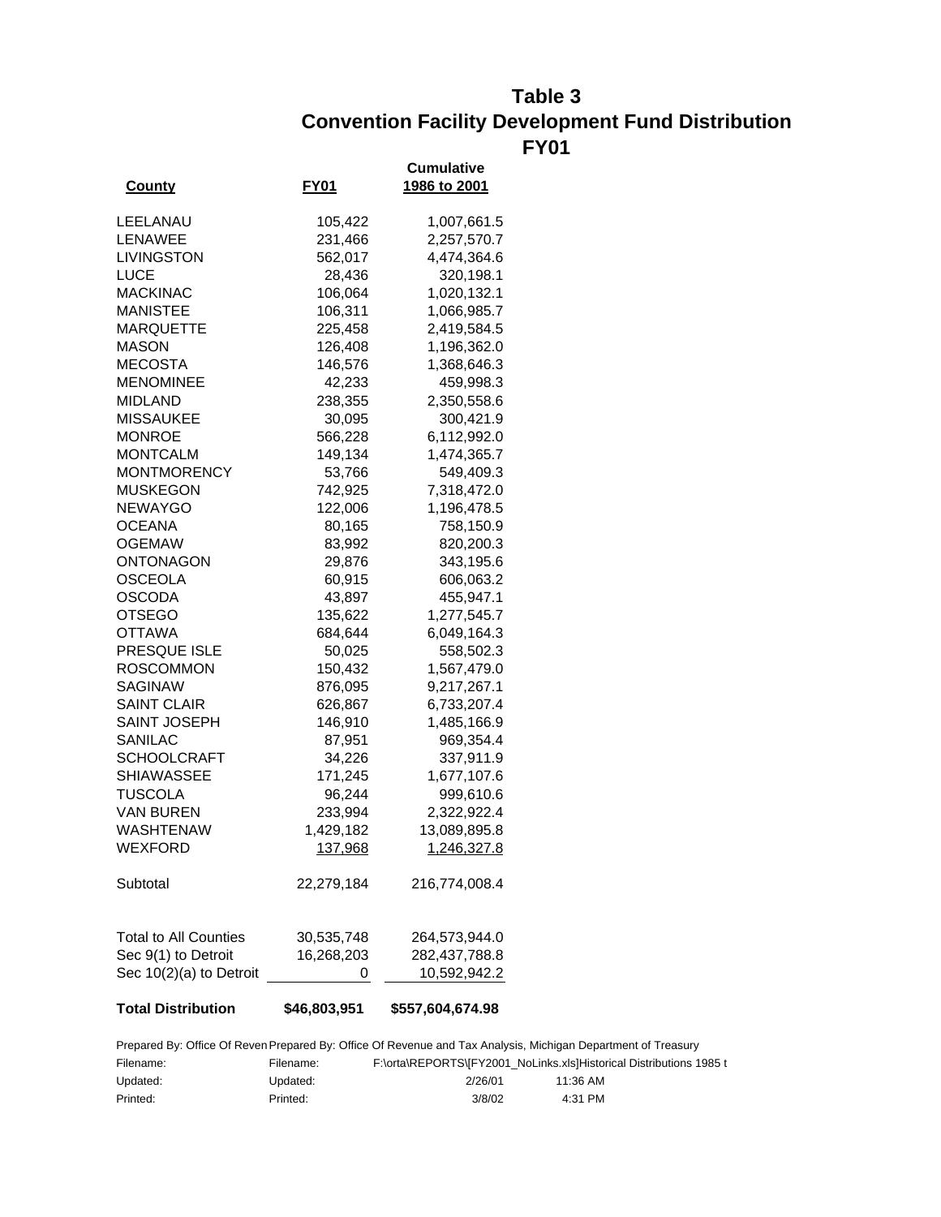# Table 3
# Convention Facility Development Fund Distribution
# FY01

| County | FY01 | Cumulative 1986 to 2001 |
|---|---|---|
| LEELANAU | 105,422 | 1,007,661.5 |
| LENAWEE | 231,466 | 2,257,570.7 |
| LIVINGSTON | 562,017 | 4,474,364.6 |
| LUCE | 28,436 | 320,198.1 |
| MACKINAC | 106,064 | 1,020,132.1 |
| MANISTEE | 106,311 | 1,066,985.7 |
| MARQUETTE | 225,458 | 2,419,584.5 |
| MASON | 126,408 | 1,196,362.0 |
| MECOSTA | 146,576 | 1,368,646.3 |
| MENOMINEE | 42,233 | 459,998.3 |
| MIDLAND | 238,355 | 2,350,558.6 |
| MISSAUKEE | 30,095 | 300,421.9 |
| MONROE | 566,228 | 6,112,992.0 |
| MONTCALM | 149,134 | 1,474,365.7 |
| MONTMORENCY | 53,766 | 549,409.3 |
| MUSKEGON | 742,925 | 7,318,472.0 |
| NEWAYGO | 122,006 | 1,196,478.5 |
| OCEANA | 80,165 | 758,150.9 |
| OGEMAW | 83,992 | 820,200.3 |
| ONTONAGON | 29,876 | 343,195.6 |
| OSCEOLA | 60,915 | 606,063.2 |
| OSCODA | 43,897 | 455,947.1 |
| OTSEGO | 135,622 | 1,277,545.7 |
| OTTAWA | 684,644 | 6,049,164.3 |
| PRESQUE ISLE | 50,025 | 558,502.3 |
| ROSCOMMON | 150,432 | 1,567,479.0 |
| SAGINAW | 876,095 | 9,217,267.1 |
| SAINT CLAIR | 626,867 | 6,733,207.4 |
| SAINT JOSEPH | 146,910 | 1,485,166.9 |
| SANILAC | 87,951 | 969,354.4 |
| SCHOOLCRAFT | 34,226 | 337,911.9 |
| SHIAWASSEE | 171,245 | 1,677,107.6 |
| TUSCOLA | 96,244 | 999,610.6 |
| VAN BUREN | 233,994 | 2,322,922.4 |
| WASHTENAW | 1,429,182 | 13,089,895.8 |
| WEXFORD | 137,968 | 1,246,327.8 |
| Subtotal | 22,279,184 | 216,774,008.4 |
| Total to All Counties | 30,535,748 | 264,573,944.0 |
| Sec 9(1) to Detroit | 16,268,203 | 282,437,788.8 |
| Sec 10(2)(a) to Detroit | 0 | 10,592,942.2 |
| **Total Distribution** | **$46,803,951** | **$557,604,674.98** |

Prepared By: Office Of Reven Prepared By: Office Of Revenue and Tax Analysis, Michigan Department of Treasury

Filename: Filename: F:\orta\REPORTS\[FY2001_NoLinks.xls]Historical Distributions 1985 t

Updated: Updated: 2/26/01 11:36 AM

Printed: Printed: 3/8/02 4:31 PM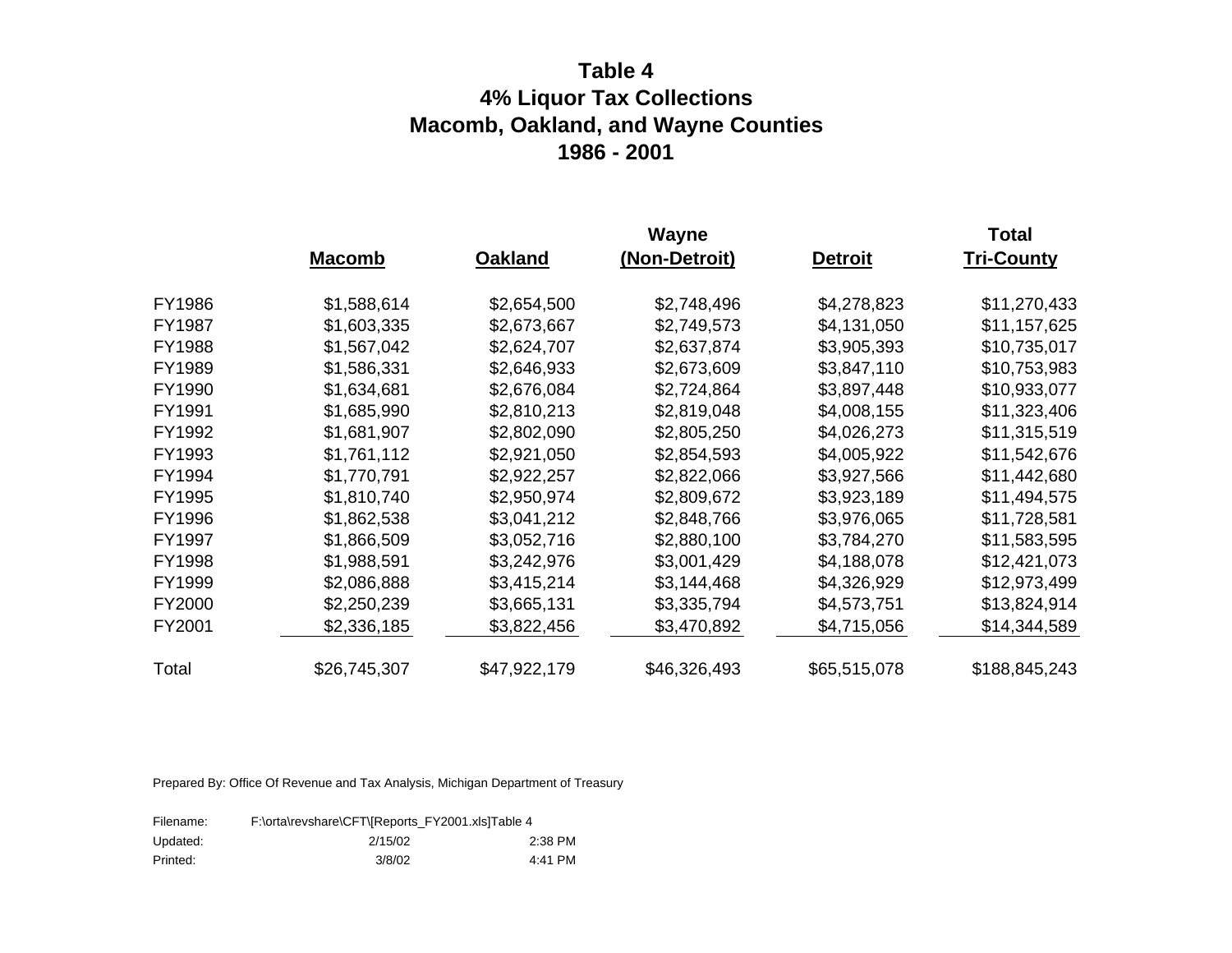# Table 4
## 4% Liquor Tax Collections
## Macomb, Oakland, and Wayne Counties
## 1986 - 2001

| | Macomb | Oakland | Wayne (Non-Detroit) | Detroit | Total Tri-County |
|---|---|---|---|---|---|
| FY1986 | $1,588,614 | $2,654,500 | $2,748,496 | $4,278,823 | $11,270,433 |
| FY1987 | $1,603,335 | $2,673,667 | $2,749,573 | $4,131,050 | $11,157,625 |
| FY1988 | $1,567,042 | $2,624,707 | $2,637,874 | $3,905,393 | $10,735,017 |
| FY1989 | $1,586,331 | $2,646,933 | $2,673,609 | $3,847,110 | $10,753,983 |
| FY1990 | $1,634,681 | $2,676,084 | $2,724,864 | $3,897,448 | $10,933,077 |
| FY1991 | $1,685,990 | $2,810,213 | $2,819,048 | $4,008,155 | $11,323,406 |
| FY1992 | $1,681,907 | $2,802,090 | $2,805,250 | $4,026,273 | $11,315,519 |
| FY1993 | $1,761,112 | $2,921,050 | $2,854,593 | $4,005,922 | $11,542,676 |
| FY1994 | $1,770,791 | $2,922,257 | $2,822,066 | $3,927,566 | $11,442,680 |
| FY1995 | $1,810,740 | $2,950,974 | $2,809,672 | $3,923,189 | $11,494,575 |
| FY1996 | $1,862,538 | $3,041,212 | $2,848,766 | $3,976,065 | $11,728,581 |
| FY1997 | $1,866,509 | $3,052,716 | $2,880,100 | $3,784,270 | $11,583,595 |
| FY1998 | $1,988,591 | $3,242,976 | $3,001,429 | $4,188,078 | $12,421,073 |
| FY1999 | $2,086,888 | $3,415,214 | $3,144,468 | $4,326,929 | $12,973,499 |
| FY2000 | $2,250,239 | $3,665,131 | $3,335,794 | $4,573,751 | $13,824,914 |
| FY2001 | $2,336,185 | $3,822,456 | $3,470,892 | $4,715,056 | $14,344,589 |
| Total | $26,745,307 | $47,922,179 | $46,326,493 | $65,515,078 | $188,845,243 |

Prepared By: Office Of Revenue and Tax Analysis, Michigan Department of Treasury

Filename: F:\orta\revshare\CFT\[Reports_FY2001.xls]Table 4
Updated: 2/15/02 2:38 PM
Printed: 3/8/02 4:41 PM